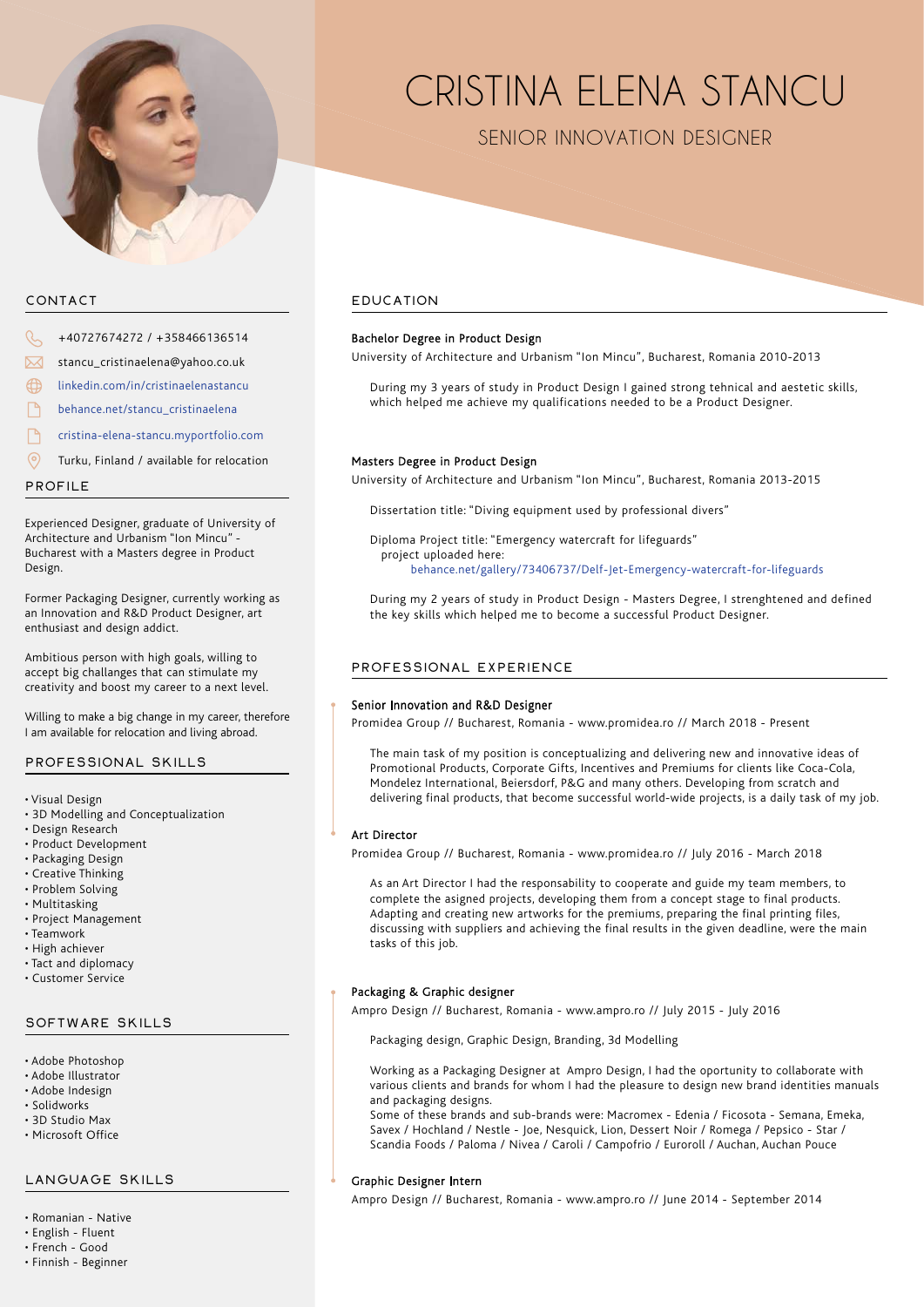# CRISTINA ELENA STANCU

SENIOR INNOVATION DESIGNER

## CONTACT

- +40727674272 / +358466136514
- stancu_cristinaelena@yahoo.co.uk
- linkedin.com/in/cristinaelenastancu
- behance.net/stancu_cristinaelena
- cristina-elena-stancu.myportfolio.com
- Turku, Finland / available for relocation

## PROFILE

Experienced Designer, graduate of University of Architecture and Urbanism "Ion Mincu" - Bucharest with a Masters degree in Product Design.

Former Packaging Designer, currently working as an Innovation and R&D Product Designer, art enthusiast and design addict.

Ambitious person with high goals, willing to accept big challanges that can stimulate my creativity and boost my career to a next level.

Willing to make a big change in my career, therefore I am available for relocation and living abroad.

## PROFESSIONAL SKILLS

- Visual Design
- 3D Modelling and Conceptualization
- Design Research
- Product Development
- Packaging Design
- Creative Thinking
- Problem Solving
- Multitasking
- Project Management
- Teamwork
- High achiever
- Tact and diplomacy
- Customer Service

## SOFTWARE SKILLS

- Adobe Photoshop
- Adobe Illustrator
- Adobe Indesign
- Solidworks
- 3D Studio Max
- Microsoft Office

## LANGUAGE SKILLS

- Romanian - Native
- English - Fluent
- French - Good
- Finnish - Beginner

## EDUCATION

### Bachelor Degree in Product Design

University of Architecture and Urbanism "Ion Mincu", Bucharest, Romania 2010-2013

During my 3 years of study in Product Design I gained strong tehnical and aestetic skills, which helped me achieve my qualifications needed to be a Product Designer.

### Masters Degree in Product Design

University of Architecture and Urbanism "Ion Mincu", Bucharest, Romania 2013-2015

Dissertation title: "Diving equipment used by professional divers"

Diploma Project title: "Emergency watercraft for lifeguards"
project uploaded here:
behance.net/gallery/73406737/Delf-Jet-Emergency-watercraft-for-lifeguards

During my 2 years of study in Product Design - Masters Degree, I strenghtened and defined the key skills which helped me to become a successful Product Designer.

## PROFESSIONAL EXPERIENCE

### Senior Innovation and R&D Designer

Promidea Group // Bucharest, Romania - www.promidea.ro // March 2018 - Present

The main task of my position is conceptualizing and delivering new and innovative ideas of Promotional Products, Corporate Gifts, Incentives and Premiums for clients like Coca-Cola, Mondelez International, Beiersdorf, P&G and many others. Developing from scratch and delivering final products, that become successful world-wide projects, is a daily task of my job.

### Art Director

Promidea Group // Bucharest, Romania - www.promidea.ro // July 2016 - March 2018

As an Art Director I had the responsability to cooperate and guide my team members, to complete the asigned projects, developing them from a concept stage to final products. Adapting and creating new artworks for the premiums, preparing the final printing files, discussing with suppliers and achieving the final results in the given deadline, were the main tasks of this job.

### Packaging & Graphic designer

Ampro Design // Bucharest, Romania - www.ampro.ro // July 2015 - July 2016

Packaging design, Graphic Design, Branding, 3d Modelling

Working as a Packaging Designer at Ampro Design, I had the oportunity to collaborate with various clients and brands for whom I had the pleasure to design new brand identities manuals and packaging designs.
Some of these brands and sub-brands were: Macromex - Edenia / Ficosota - Semana, Emeka, Savex / Hochland / Nestle - Joe, Nesquick, Lion, Dessert Noir / Romega / Pepsico - Star / Scandia Foods / Paloma / Nivea / Caroli / Campofrio / Euroroll / Auchan, Auchan Pouce

### Graphic Designer Intern

Ampro Design // Bucharest, Romania - www.ampro.ro // June 2014 - September 2014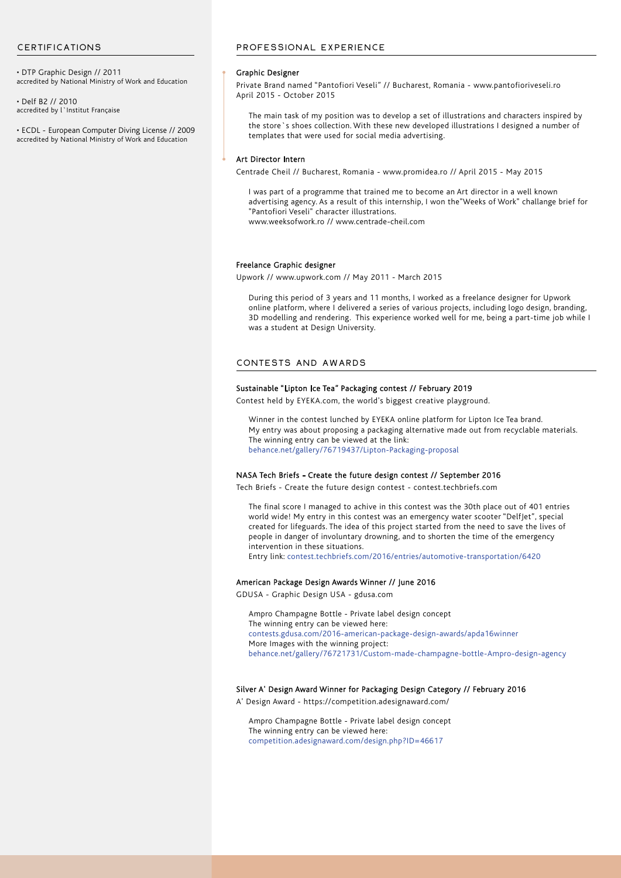## CERTIFICATIONS

• DTP Graphic Design // 2011
accredited by National Ministry of Work and Education

• Delf B2 // 2010
accredited by l`Institut Française

• ECDL - European Computer Diving License // 2009
accredited by National Ministry of Work and Education

## PROFESSIONAL EXPERIENCE

### Graphic Designer

Private Brand named "Pantofiori Veseli" // Bucharest, Romania - www.pantofioriveseli.ro
April 2015 - October 2015

The main task of my position was to develop a set of illustrations and characters inspired by the store`s shoes collection. With these new developed illustrations I designed a number of templates that were used for social media advertising.

### Art Director Intern

Centrade Cheil // Bucharest, Romania - www.promidea.ro // April 2015 - May 2015

I was part of a programme that trained me to become an Art director in a well known advertising agency. As a result of this internship, I won the"Weeks of Work" challange brief for "Pantofiori Veseli" character illustrations.
www.weeksofwork.ro // www.centrade-cheil.com

### Freelance Graphic designer

Upwork // www.upwork.com // May 2011 - March 2015

During this period of 3 years and 11 months, I worked as a freelance designer for Upwork online platform, where I delivered a series of various projects, including logo design, branding, 3D modelling and rendering. This experience worked well for me, being a part-time job while I was a student at Design University.

## CONTESTS AND AWARDS

### Sustainable "Lipton Ice Tea" Packaging contest // February 2019

Contest held by EYEKA.com, the world's biggest creative playground.

Winner in the contest lunched by EYEKA online platform for Lipton Ice Tea brand.
My entry was about proposing a packaging alternative made out from recyclable materials.
The winning entry can be viewed at the link:
behance.net/gallery/76719437/Lipton-Packaging-proposal

### NASA Tech Briefs - Create the future design contest // September 2016

Tech Briefs - Create the future design contest - contest.techbriefs.com

The final score I managed to achive in this contest was the 30th place out of 401 entries world wide! My entry in this contest was an emergency water scooter "DelfJet", special created for lifeguards. The idea of this project started from the need to save the lives of people in danger of involuntary drowning, and to shorten the time of the emergency intervention in these situations.
Entry link: contest.techbriefs.com/2016/entries/automotive-transportation/6420

### American Package Design Awards Winner // June 2016

GDUSA - Graphic Design USA - gdusa.com

Ampro Champagne Bottle - Private label design concept
The winning entry can be viewed here:
contests.gdusa.com/2016-american-package-design-awards/apda16winner
More Images with the winning project:
behance.net/gallery/76721731/Custom-made-champagne-bottle-Ampro-design-agency

### Silver A' Design Award Winner for Packaging Design Category // February 2016

A' Design Award - https://competition.adesignaward.com/

Ampro Champagne Bottle - Private label design concept
The winning entry can be viewed here:
competition.adesignaward.com/design.php?ID=46617